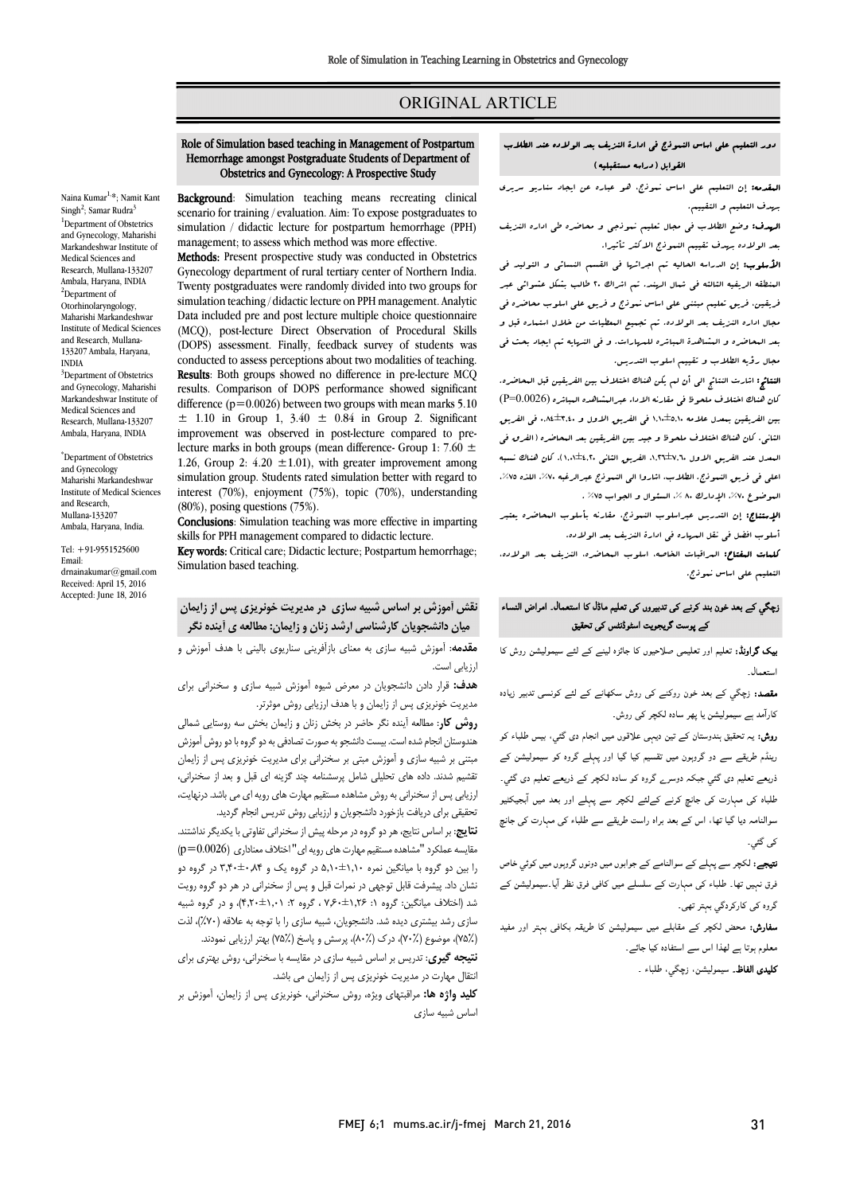ORIGINAL ARTICLE

# Role of Simulation based teaching in Management of Postpartum Hemorrhage amongst Postgraduate Students of Department of Obstetrics and Gynecology: A Prospective Study

Naina Kumar[1,*]; Namit Kant Singh[2]; Samar Rudra[3]

[1]Department of Obstetrics and Gynecology, Maharishi Markandeshwar Institute of Medical Sciences and Research, Mullana-133207 Ambala, Haryana, INDIA

[2]Department of Otorhinolaryngology, Maharishi Markandeshwar Institute of Medical Sciences and Research, Mullana-133207 Ambala, Haryana, INDIA

[3]Department of Obstetrics and Gynecology, Maharishi Markandeshwar Institute of Medical Sciences and Research, Mullana-133207 Ambala, Haryana, INDIA

*Department of Obstetrics and Gynecology Maharishi Markandeshwar Institute of Medical Sciences and Research, Mullana-133207 Ambala, Haryana, India.

Tel: +91-9551525600
Email: drnainakumar@gmail.com
Received: April 15, 2016
Accepted: June 18, 2016

**Background**: Simulation teaching means recreating clinical scenario for training / evaluation. Aim: To expose postgraduates to simulation / didactic lecture for postpartum hemorrhage (PPH) management; to assess which method was more effective.

**Methods**: Present prospective study was conducted in Obstetrics Gynecology department of rural tertiary center of Northern India. Twenty postgraduates were randomly divided into two groups for simulation teaching / didactic lecture on PPH management. Analytic Data included pre and post lecture multiple choice questionnaire (MCQ), post-lecture Direct Observation of Procedural Skills (DOPS) assessment. Finally, feedback survey of students was conducted to assess perceptions about two modalities of teaching.

**Results**: Both groups showed no difference in pre-lecture MCQ results. Comparison of DOPS performance showed significant difference ($p=0.0026$) between two groups with mean marks 5.10 $\pm$ 1.10 in Group 1, 3.40 $\pm$ 0.84 in Group 2. Significant improvement was observed in post-lecture compared to pre-lecture marks in both groups (mean difference- Group 1: 7.60 $\pm$ 1.26, Group 2: 4.20 $\pm$1.01), with greater improvement among simulation group. Students rated simulation better with regard to interest (70%), enjoyment (75%), topic (70%), understanding (80%), posing questions (75%).

**Conclusions**: Simulation teaching was more effective in imparting skills for PPH management compared to didactic lecture.

**Key words:** Critical care; Didactic lecture; Postpartum hemorrhage; Simulation based teaching.

## دور التعليم على اساس النموذج في ادارة النزيف بعد الولاده عند الطلاب القوابل (دراسه مستقبليه)

**المقدمة:** إن التعليم على اساس نموذج، هو عباره عن ايجاد سناريو سريري بهدف التعليم و التقييم.

**الهدف:** وضع الطلاب في مجال تعليم نموذجي و محاضره في ادارة النزيف بعد الولاده بهدف تقييم النموذج الاكثر تأثيرا.

**الأسلوب:** إن الدراسه الحاليه تم اجرائها في القسم النسائي و التوليد في المنطقه الريفيه الثالثه في شمال الهند. تم اشراك ٢٠ طالب بشكل عشوائي عبر فريقين، فريق تعليم مبتني على اساس نموذج و فريق على اسلوب محاضره في مجال اداره النزيف بعد الولاده. تم تجميع المعطيات من خلال استماره قبل و بعد المحاضره و المشاهدة المباشره للمهارات. و في النهايه تم ايجاد بحث في مجال رؤيه الطلاب و تقييم اسلوب التدريس.

**النتائج:** اشارت النتائج الى أن لم يكن هناك اختلاف بين الفريقين قبل المحاضره. كان هناك اختلاف ملحوظ في مقارنه الاداء عبرالمشاهده المباشره (P=0.0026) بين الفريقين بمعدل علامه ٥،١٠±١،١٠ في الفريق الاول و ٣،٤٠±٠،٨٤ في الفريق الثاني. كان هناك اختلاف ملحوظ و جيد بين الفريقين بعد المحاضره (الفرق في المعدل عند الفريق الاول ٧،٦٠±١،٢٦، الفريق الثاني ٤،٢٠±١،٠١). كان هناك نسبه اعلى في فريق النموذج. الطلاب، اشاروا الى النموذج عبرالرغبه ٧٠٪، اللذه ٧٥٪، الموضوع ٧٠٪، الإدراك ٨٠ ٪، السؤال و الجواب ٧٥٪ .

**الإستنتاج:** إن التدريس عبراسلوب النموذج، مقارنه بأسلوب المحاضره يعتبر أسلوب افضل في نقل المهاره في اداره النزيف بعد الولاده.

**كلمات المفتاح:** المراقبات الخاصه، اسلوب المحاضره، النزيف بعد الولاده، التعليم على اساس نموذج.

## نقش آموزش بر اساس شبیه سازی در مدیریت خونریزی پس از زایمان میان دانشجویان کارشناسی ارشد زنان و زایمان: مطالعه ی آینده نگر

**مقدمه:** آموزش شبیه سازی به معنای بازآفرینی سناریوی بالینی با هدف آموزش و ارزیابی است.

**هدف:** قرار دادن دانشجویان در معرض شیوه آموزش شبیه سازی و سخنرانی برای مدیریت خونریزی پس از زایمان و با هدف ارزیابی روش موثرتر.

**روش کار:** مطالعه آینده نگر حاضر در بخش زنان و زایمان بخش سه روستایی شمالی هندوستان انجام شده است. بیست دانشجو به صورت تصادفی به دو گروه با دو روش آموزش مبتنی بر شبیه سازی و آموزش مبتی بر سخنرانی برای مدیریت خونریزی پس از زایمان تقسیم شدند. داده های تحلیلی شامل پرسشنامه چند گزینه ای قبل و بعد از سخنرانی، ارزیابی پس از سخنرانی به روش مشاهده مستقیم مهارت های رویه ای می باشد. درنهایت، تحقیقی برای دریافت بازخورد دانشجویان و ارزیابی روش تدریس انجام گردید.

**نتایج:** بر اساس نتایج، هر دو گروه در مرحله پیش از سخنرانی تفاوتی با یکدیگر نداشتند. مقایسه عملکرد "مشاهده مستقیم مهارت های رویه ای" اختلاف معناداری (p=0.0026) را بین دو گروه با میانگین نمره ۵،۱۰±۱،۱۰ در گروه یک و ۳،۴۰±۰،۸۴ در گروه دو نشان داد. پیشرفت قابل توجهی در نمرات قبل و پس از سخنرانی در هر دو گروه رویت شد (اختلاف میانگین: گروه ۱: ۷،۶۰±۱،۲۶ ، گروه ۲: ۴،۲۰±۱،۰۱)، و در گروه شبیه سازی رشد بیشتری دیده شد. دانشجویان، شبیه سازی را با توجه به علاقه (۷۰٪)، لذت (۷۵٪)، موضوع (۷۰٪)، درک (۸۰٪)، پرسش و پاسخ (۷۵٪) بهتر ارزیابی نمودند.

**نتیجه گیری:** تدریس بر اساس شبیه سازی در مقایسه با سخنرانی، روش بهتری برای انتقال مهارت در مدیریت خونریزی پس از زایمان می باشد.

**کلید واژه ها:** مراقبتهای ویژه، روش سخنرانی، خونریزی پس از زایمان، آموزش بر اساس شبیه سازی

## زچگی کے بعد خون بند کرنے کی تدبیروں کی تعلیم ماڈل کا استعمال۔ امراض النساء کے پوسٹ گریجویٹ اسٹوڈنٹس کی تحقیق

**بیک گراونڈ:** تعلیم اور تعلیمی صلاحیتوں کا جائزہ لینے کے لئے سیمولیشن روش کا استعمال۔

**مقصد:** زچگی کے بعد خون روکنے کی روش سکھانے کے لئے کونسی تدبیر زیادہ کارآمد ہے سیمولیشن یا پھر سادہ لکچر کی روش۔

**روش:** یہ تحقیق ہندوستان کے تین دیہی علاقوں میں انجام دی گئي، بیس طلباء کو رینڈم طریقے سے دو گروہوں میں تقسیم کیا گیا اور پہلے گروہ کو سیمولیشن کے ذریعے تعلیم دی گئي جبکہ دوسرے گروہ کو سادہ لکچر کے ذریعے تعلیم دی گئي۔ طلباء کی مہارت کی جانچ کرنے کےلئے لکچر سے پہلے اور بعد میں آبجیکٹیو سوالنامہ دیا گیا تھا، اس کے بعد براہ راست طریقے سے طلباء کی مہارت کی جانچ کی گئي۔

**نتیجے:** لکچر سے پہلے کے سوالنامے کے جوابوں میں دونوں گروہوں میں کوئي خاص فرق نہیں تھا۔ طلباء کی مہارت کے سلسلے میں کافی فرق نظر آیا۔سیمولیشن کے گروہ کی کارکردگي بہتر تھی۔

**سفارش:** محض لکچر کے مقابلے میں سیمولیشن کا طریقہ بکافی بہتر اور مفید معلوم ہوتا ہے لھذا اس سے استفادہ کیا جائے۔

**کلیدی الفاظ:** سیمولیشن، زچگي، طلباء ۔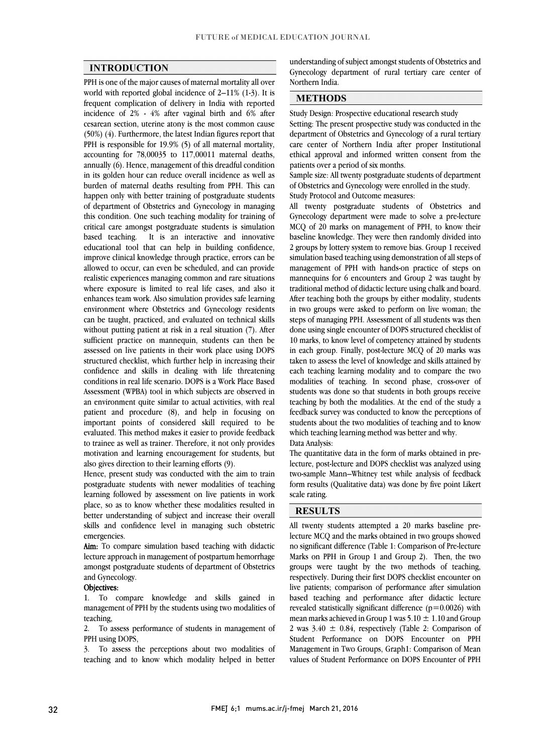## INTRODUCTION

PPH is one of the major causes of maternal mortality all over world with reported global incidence of 2–11% (1-3). It is frequent complication of delivery in India with reported incidence of 2% - 4% after vaginal birth and 6% after cesarean section, uterine atony is the most common cause (50%) (4). Furthermore, the latest Indian figures report that PPH is responsible for 19.9% (5) of all maternal mortality, accounting for 78,00035 to 117,00011 maternal deaths, annually (6). Hence, management of this dreadful condition in its golden hour can reduce overall incidence as well as burden of maternal deaths resulting from PPH. This can happen only with better training of postgraduate students of department of Obstetrics and Gynecology in managing this condition. One such teaching modality for training of critical care amongst postgraduate students is simulation based teaching. It is an interactive and innovative educational tool that can help in building confidence, improve clinical knowledge through practice, errors can be allowed to occur, can even be scheduled, and can provide realistic experiences managing common and rare situations where exposure is limited to real life cases, and also it enhances team work. Also simulation provides safe learning environment where Obstetrics and Gynecology residents can be taught, practiced, and evaluated on technical skills without putting patient at risk in a real situation (7). After sufficient practice on mannequin, students can then be assessed on live patients in their work place using DOPS structured checklist, which further help in increasing their confidence and skills in dealing with life threatening conditions in real life scenario. DOPS is a Work Place Based Assessment (WPBA) tool in which subjects are observed in an environment quite similar to actual activities, with real patient and procedure (8), and help in focusing on important points of considered skill required to be evaluated. This method makes it easier to provide feedback to trainee as well as trainer. Therefore, it not only provides motivation and learning encouragement for students, but also gives direction to their learning efforts (9).

Hence, present study was conducted with the aim to train postgraduate students with newer modalities of teaching learning followed by assessment on live patients in work place, so as to know whether these modalities resulted in better understanding of subject and increase their overall skills and confidence level in managing such obstetric emergencies.

**Aim:** To compare simulation based teaching with didactic lecture approach in management of postpartum hemorrhage amongst postgraduate students of department of Obstetrics and Gynecology.

**Objectives:**

1. To compare knowledge and skills gained in management of PPH by the students using two modalities of teaching,
2. To assess performance of students in management of PPH using DOPS,
3. To assess the perceptions about two modalities of teaching and to know which modality helped in better understanding of subject amongst students of Obstetrics and Gynecology department of rural tertiary care center of Northern India.

## METHODS

Study Design: Prospective educational research study

Setting: The present prospective study was conducted in the department of Obstetrics and Gynecology of a rural tertiary care center of Northern India after proper Institutional ethical approval and informed written consent from the patients over a period of six months.

Sample size: All twenty postgraduate students of department of Obstetrics and Gynecology were enrolled in the study.

Study Protocol and Outcome measures:

All twenty postgraduate students of Obstetrics and Gynecology department were made to solve a pre-lecture MCQ of 20 marks on management of PPH, to know their baseline knowledge. They were then randomly divided into 2 groups by lottery system to remove bias. Group 1 received simulation based teaching using demonstration of all steps of management of PPH with hands-on practice of steps on mannequins for 6 encounters and Group 2 was taught by traditional method of didactic lecture using chalk and board. After teaching both the groups by either modality, students in two groups were asked to perform on live woman; the steps of managing PPH. Assessment of all students was then done using single encounter of DOPS structured checklist of 10 marks, to know level of competency attained by students in each group. Finally, post-lecture MCQ of 20 marks was taken to assess the level of knowledge and skills attained by each teaching learning modality and to compare the two modalities of teaching. In second phase, cross-over of students was done so that students in both groups receive teaching by both the modalities. At the end of the study a feedback survey was conducted to know the perceptions of students about the two modalities of teaching and to know which teaching learning method was better and why.

Data Analysis:

The quantitative data in the form of marks obtained in pre-lecture, post-lecture and DOPS checklist was analyzed using two-sample Mann–Whitney test while analysis of feedback form results (Qualitative data) was done by five point Likert scale rating.

## RESULTS

All twenty students attempted a 20 marks baseline pre-lecture MCQ and the marks obtained in two groups showed no significant difference (Table 1: Comparison of Pre-lecture Marks on PPH in Group 1 and Group 2). Then, the two groups were taught by the two methods of teaching, respectively. During their first DOPS checklist encounter on live patients; comparison of performance after simulation based teaching and performance after didactic lecture revealed statistically significant difference ($p=0.0026$) with mean marks achieved in Group 1 was $5.10 \pm 1.10$ and Group 2 was $3.40 \pm 0.84$, respectively (Table 2: Comparison of Student Performance on DOPS Encounter on PPH Management in Two Groups, Graph1: Comparison of Mean values of Student Performance on DOPS Encounter of PPH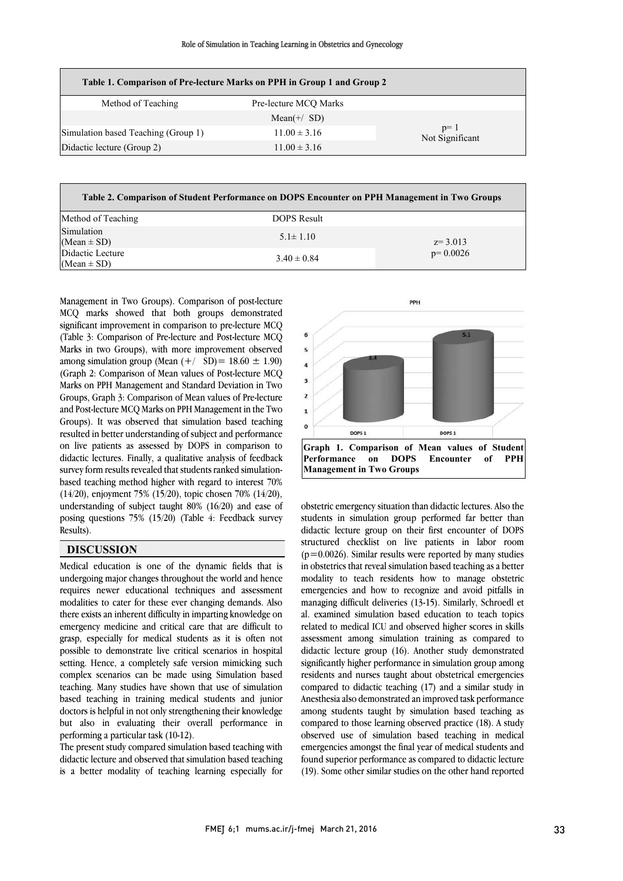**Table 1. Comparison of Pre-lecture Marks on PPH in Group 1 and Group 2**

| Method of Teaching | Pre-lecture MCQ Marks | |
|---|---|---|
| | Mean(+/ SD) | |
| Simulation based Teaching (Group 1) | 11.00 ± 3.16 | p= 1 Not Significant |
| Didactic lecture (Group 2) | 11.00 ± 3.16 | |

**Table 2. Comparison of Student Performance on DOPS Encounter on PPH Management in Two Groups**

| Method of Teaching | DOPS Result | |
|---|---|---|
| Simulation (Mean ± SD) | 5.1± 1.10 | z= 3.013 p= 0.0026 |
| Didactic Lecture (Mean ± SD) | 3.40 ± 0.84 | |

Management in Two Groups). Comparison of post-lecture MCQ marks showed that both groups demonstrated significant improvement in comparison to pre-lecture MCQ (Table 3: Comparison of Pre-lecture and Post-lecture MCQ Marks in two Groups), with more improvement observed among simulation group (Mean (+/ SD)= 18.60 ± 1.90) (Graph 2: Comparison of Mean values of Post-lecture MCQ Marks on PPH Management and Standard Deviation in Two Groups, Graph 3: Comparison of Mean values of Pre-lecture and Post-lecture MCQ Marks on PPH Management in the Two Groups). It was observed that simulation based teaching resulted in better understanding of subject and performance on live patients as assessed by DOPS in comparison to didactic lectures. Finally, a qualitative analysis of feedback survey form results revealed that students ranked simulation-based teaching method higher with regard to interest 70% (14/20), enjoyment 75% (15/20), topic chosen 70% (14/20), understanding of subject taught 80% (16/20) and ease of posing questions 75% (15/20) (Table 4: Feedback survey Results).

**Graph 1. Comparison of Mean values of Student Performance on DOPS Encounter of PPH Management in Two Groups**

## DISCUSSION

Medical education is one of the dynamic fields that is undergoing major changes throughout the world and hence requires newer educational techniques and assessment modalities to cater for these ever changing demands. Also there exists an inherent difficulty in imparting knowledge on emergency medicine and critical care that are difficult to grasp, especially for medical students as it is often not possible to demonstrate live critical scenarios in hospital setting. Hence, a completely safe version mimicking such complex scenarios can be made using Simulation based teaching. Many studies have shown that use of simulation based teaching in training medical students and junior doctors is helpful in not only strengthening their knowledge but also in evaluating their overall performance in performing a particular task (10-12).

The present study compared simulation based teaching with didactic lecture and observed that simulation based teaching is a better modality of teaching learning especially for obstetric emergency situation than didactic lectures. Also the students in simulation group performed far better than didactic lecture group on their first encounter of DOPS structured checklist on live patients in labor room ($p=0.0026$). Similar results were reported by many studies in obstetrics that reveal simulation based teaching as a better modality to teach residents how to manage obstetric emergencies and how to recognize and avoid pitfalls in managing difficult deliveries (13-15). Similarly, Schroedl et al. examined simulation based education to teach topics related to medical ICU and observed higher scores in skills assessment among simulation training as compared to didactic lecture group (16). Another study demonstrated significantly higher performance in simulation group among residents and nurses taught about obstetrical emergencies compared to didactic teaching (17) and a similar study in Anesthesia also demonstrated an improved task performance among students taught by simulation based teaching as compared to those learning observed practice (18). A study observed use of simulation based teaching in medical emergencies amongst the final year of medical students and found superior performance as compared to didactic lecture (19). Some other similar studies on the other hand reported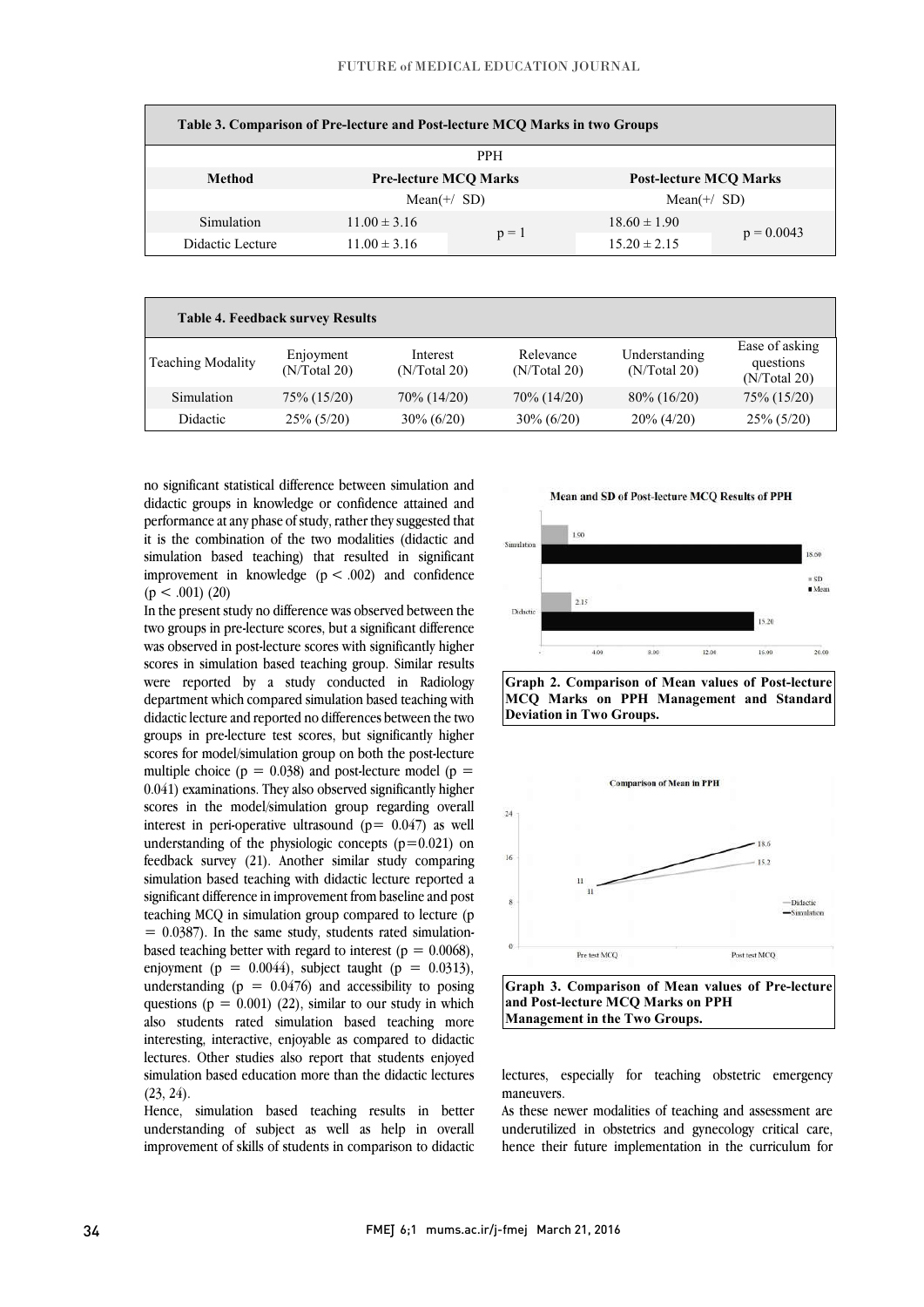**Table 3. Comparison of Pre-lecture and Post-lecture MCQ Marks in two Groups**

| | PPH | | | |
|---|---|---|---|---|
| **Method** | **Pre-lecture MCQ Marks** | | **Post-lecture MCQ Marks** | |
| | Mean(+/ SD) | | Mean(+/ SD) | |
| Simulation | 11.00 ± 3.16 | p = 1 | 18.60 ± 1.90 | p = 0.0043 |
| Didactic Lecture | 11.00 ± 3.16 | | 15.20 ± 2.15 | |

**Table 4. Feedback survey Results**

| Teaching Modality | Enjoyment (N/Total 20) | Interest (N/Total 20) | Relevance (N/Total 20) | Understanding (N/Total 20) | Ease of asking questions (N/Total 20) |
|---|---|---|---|---|---|
| Simulation | 75% (15/20) | 70% (14/20) | 70% (14/20) | 80% (16/20) | 75% (15/20) |
| Didactic | 25% (5/20) | 30% (6/20) | 30% (6/20) | 20% (4/20) | 25% (5/20) |

no significant statistical difference between simulation and didactic groups in knowledge or confidence attained and performance at any phase of study, rather they suggested that it is the combination of the two modalities (didactic and simulation based teaching) that resulted in significant improvement in knowledge ($p < .002$) and confidence ($p < .001$) (20)

In the present study no difference was observed between the two groups in pre-lecture scores, but a significant difference was observed in post-lecture scores with significantly higher scores in simulation based teaching group. Similar results were reported by a study conducted in Radiology department which compared simulation based teaching with didactic lecture and reported no differences between the two groups in pre-lecture test scores, but significantly higher scores for model/simulation group on both the post-lecture multiple choice ($p = 0.038$) and post-lecture model ($p = 0.041$) examinations. They also observed significantly higher scores in the model/simulation group regarding overall interest in peri-operative ultrasound ($p= 0.047$) as well understanding of the physiologic concepts ($p=0.021$) on feedback survey (21). Another similar study comparing simulation based teaching with didactic lecture reported a significant difference in improvement from baseline and post teaching MCQ in simulation group compared to lecture ($p = 0.0387$). In the same study, students rated simulation-based teaching better with regard to interest ($p = 0.0068$), enjoyment ($p = 0.0044$), subject taught ($p = 0.0313$), understanding ($p = 0.0476$) and accessibility to posing questions ($p = 0.001$) (22), similar to our study in which also students rated simulation based teaching more interesting, interactive, enjoyable as compared to didactic lectures. Other studies also report that students enjoyed simulation based education more than the didactic lectures (23, 24).

Hence, simulation based teaching results in better understanding of subject as well as help in overall improvement of skills of students in comparison to didactic lectures, especially for teaching obstetric emergency maneuvers.

As these newer modalities of teaching and assessment are underutilized in obstetrics and gynecology critical care, hence their future implementation in the curriculum for

**Graph 2. Comparison of Mean values of Post-lecture MCQ Marks on PPH Management and Standard Deviation in Two Groups.**

**Graph 3. Comparison of Mean values of Pre-lecture and Post-lecture MCQ Marks on PPH Management in the Two Groups.**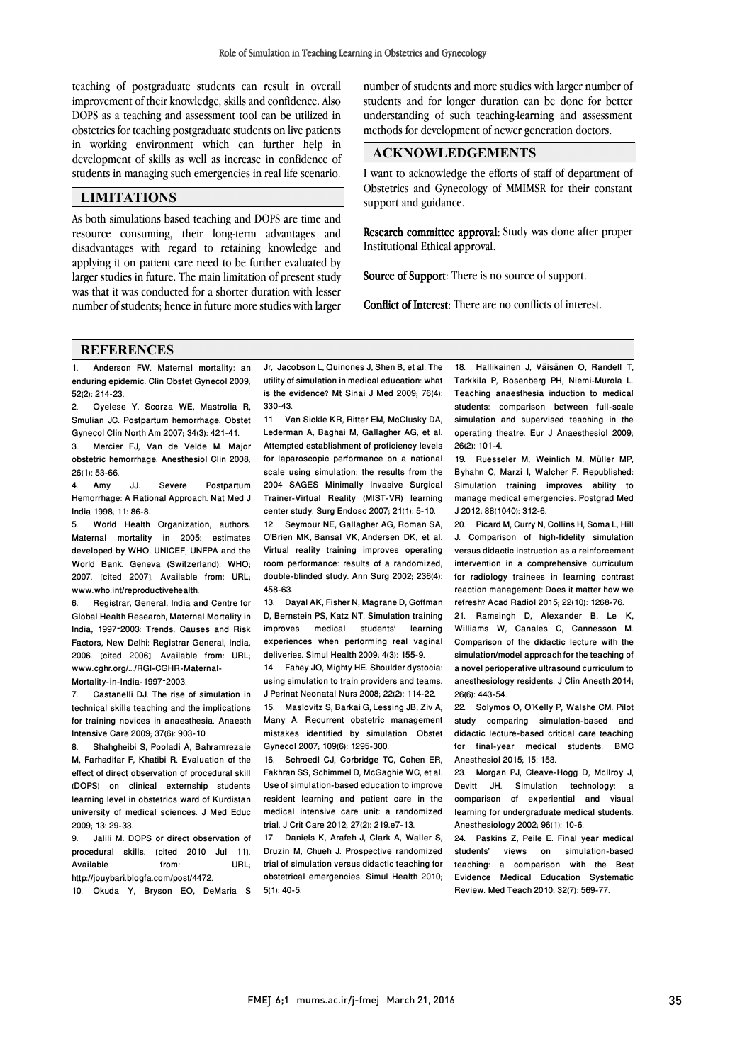teaching of postgraduate students can result in overall improvement of their knowledge, skills and confidence. Also DOPS as a teaching and assessment tool can be utilized in obstetrics for teaching postgraduate students on live patients in working environment which can further help in development of skills as well as increase in confidence of students in managing such emergencies in real life scenario.

## LIMITATIONS

As both simulations based teaching and DOPS are time and resource consuming, their long-term advantages and disadvantages with regard to retaining knowledge and applying it on patient care need to be further evaluated by larger studies in future. The main limitation of present study was that it was conducted for a shorter duration with lesser number of students; hence in future more studies with larger number of students and more studies with larger number of students and for longer duration can be done for better understanding of such teaching-learning and assessment methods for development of newer generation doctors.

## ACKNOWLEDGEMENTS

I want to acknowledge the efforts of staff of department of Obstetrics and Gynecology of MMIMSR for their constant support and guidance.

**Research committee approval:** Study was done after proper Institutional Ethical approval.

**Source of Support**: There is no source of support.

**Conflict of Interest:** There are no conflicts of interest.

## REFERENCES

1. Anderson FW. Maternal mortality: an enduring epidemic. Clin Obstet Gynecol 2009; 52(2): 214-23.
2. Oyelese Y, Scorza WE, Mastrolia R, Smulian JC. Postpartum hemorrhage. Obstet Gynecol Clin North Am 2007; 34(3): 421-41.
3. Mercier FJ, Van de Velde M. Major obstetric hemorrhage. Anesthesiol Clin 2008; 26(1): 53-66.
4. Amy JJ. Severe Postpartum Hemorrhage: A Rational Approach. Nat Med J India 1998; 11: 86-8.
5. World Health Organization, authors. Maternal mortality in 2005: estimates developed by WHO, UNICEF, UNFPA and the World Bank. Geneva (Switzerland): WHO; 2007. [cited 2007]. Available from: URL; www.who.int/reproductivehealth.
6. Registrar, General, India and Centre for Global Health Research, Maternal Mortality in India, 1997-2003: Trends, Causes and Risk Factors, New Delhi: Registrar General, India, 2006. [cited 2006]. Available from: URL; www.cghr.org/.../RGI-CGHR-Maternal-Mortality-in-India-1997-2003.
7. Castanelli DJ. The rise of simulation in technical skills teaching and the implications for training novices in anaesthesia. Anaesth Intensive Care 2009; 37(6): 903-10.
8. Shahgheibi S, Pooladi A, Bahramrezaie M, Farhadifar F, Khatibi R. Evaluation of the effect of direct observation of procedural skill (DOPS) on clinical externship students learning level in obstetrics ward of Kurdistan university of medical sciences. J Med Educ 2009; 13: 29-33.
9. Jalili M. DOPS or direct observation of procedural skills. [cited 2010 Jul 11]. Available from: URL; http://jouybari.blogfa.com/post/4472.
10. Okuda Y, Bryson EO, DeMaria S Jr, Jacobson L, Quinones J, Shen B, et al. The utility of simulation in medical education: what is the evidence? Mt Sinai J Med 2009; 76(4): 330-43.
11. Van Sickle KR, Ritter EM, McClusky DA, Lederman A, Baghai M, Gallagher AG, et al. Attempted establishment of proficiency levels for laparoscopic performance on a national scale using simulation: the results from the 2004 SAGES Minimally Invasive Surgical Trainer-Virtual Reality (MIST-VR) learning center study. Surg Endosc 2007; 21(1): 5-10.
12. Seymour NE, Gallagher AG, Roman SA, O'Brien MK, Bansal VK, Andersen DK, et al. Virtual reality training improves operating room performance: results of a randomized, double-blinded study. Ann Surg 2002; 236(4): 458-63.
13. Dayal AK, Fisher N, Magrane D, Goffman D, Bernstein PS, Katz NT. Simulation training improves medical students' learning experiences when performing real vaginal deliveries. Simul Health 2009; 4(3): 155-9.
14. Fahey JO, Mighty HE. Shoulder dystocia: using simulation to train providers and teams. J Perinat Neonatal Nurs 2008; 22(2): 114-22.
15. Maslovitz S, Barkai G, Lessing JB, Ziv A, Many A. Recurrent obstetric management mistakes identified by simulation. Obstet Gynecol 2007; 109(6): 1295-300.
16. Schroedl CJ, Corbridge TC, Cohen ER, Fakhran SS, Schimmel D, McGaghie WC, et al. Use of simulation-based education to improve resident learning and patient care in the medical intensive care unit: a randomized trial. J Crit Care 2012; 27(2): 219.e7-13.
17. Daniels K, Arafeh J, Clark A, Waller S, Druzin M, Chueh J. Prospective randomized trial of simulation versus didactic teaching for obstetrical emergencies. Simul Health 2010; 5(1): 40-5.
18. Hallikainen J, Väisänen O, Randell T, Tarkkila P, Rosenberg PH, Niemi-Murola L. Teaching anaesthesia induction to medical students: comparison between full-scale simulation and supervised teaching in the operating theatre. Eur J Anaesthesiol 2009; 26(2): 101-4.
19. Ruesseler M, Weinlich M, Müller MP, Byhahn C, Marzi I, Walcher F. Republished: Simulation training improves ability to manage medical emergencies. Postgrad Med J 2012; 88(1040): 312-6.
20. Picard M, Curry N, Collins H, Soma L, Hill J. Comparison of high-fidelity simulation versus didactic instruction as a reinforcement intervention in a comprehensive curriculum for radiology trainees in learning contrast reaction management: Does it matter how we refresh? Acad Radiol 2015; 22(10): 1268-76.
21. Ramsingh D, Alexander B, Le K, Williams W, Canales C, Cannesson M. Comparison of the didactic lecture with the simulation/model approach for the teaching of a novel perioperative ultrasound curriculum to anesthesiology residents. J Clin Anesth 2014; 26(6): 443-54.
22. Solymos O, O'Kelly P, Walshe CM. Pilot study comparing simulation-based and didactic lecture-based critical care teaching for final-year medical students. BMC Anesthesiol 2015; 15: 153.
23. Morgan PJ, Cleave-Hogg D, McIlroy J, Devitt JH. Simulation technology: a comparison of experiential and visual learning for undergraduate medical students. Anesthesiology 2002; 96(1): 10-6.
24. Paskins Z, Peile E. Final year medical students' views on simulation-based teaching: a comparison with the Best Evidence Medical Education Systematic Review. Med Teach 2010; 32(7): 569-77.